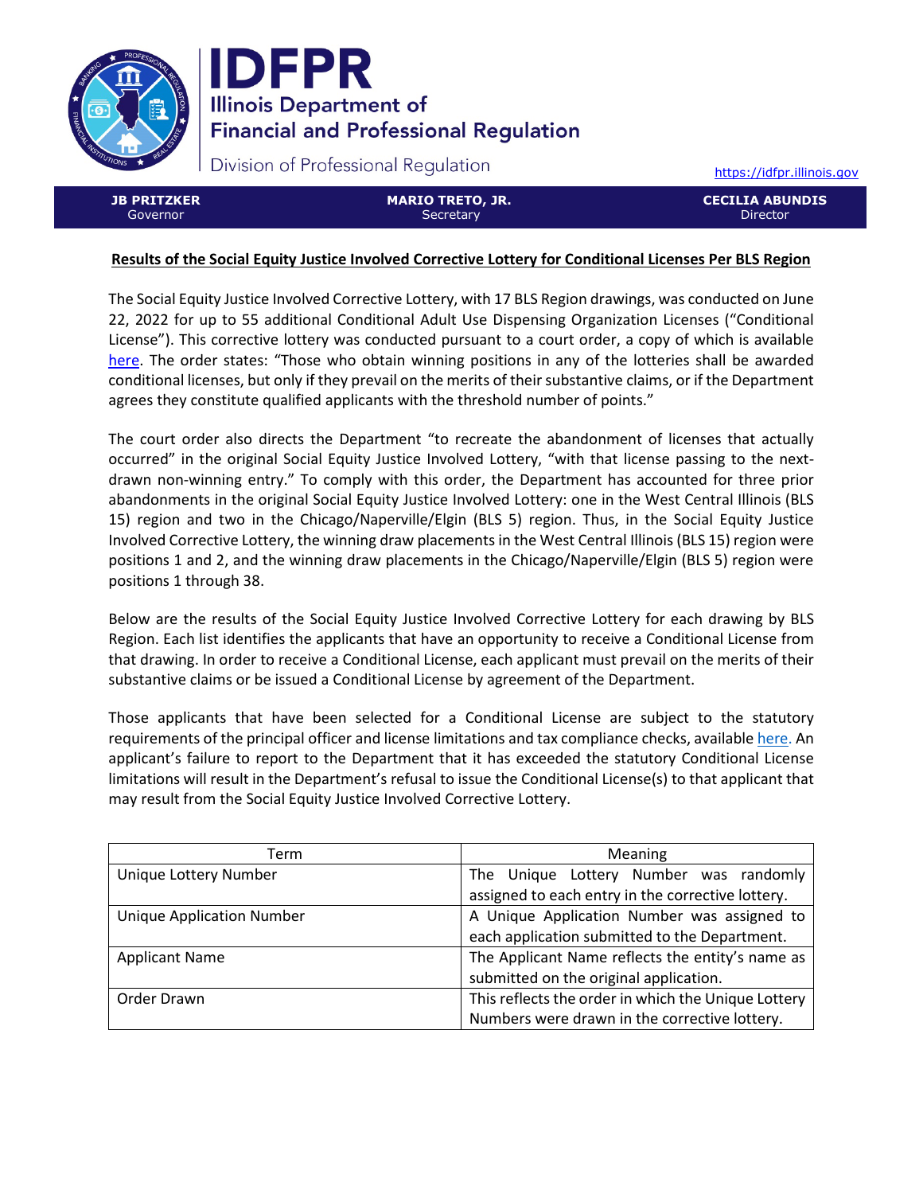# IDFPR

## Illinois Department of Financial and Professional Regulation

Division of Professional Regulation

https://idfpr.illinois.gov

| JB PRITZKER | MARIO TRETO, JR. | CECILIA ABUNDIS |
|---|---|---|
| Governor | Secretary | Director |

### Results of the Social Equity Justice Involved Corrective Lottery for Conditional Licenses Per BLS Region

The Social Equity Justice Involved Corrective Lottery, with 17 BLS Region drawings, was conducted on June 22, 2022 for up to 55 additional Conditional Adult Use Dispensing Organization Licenses ("Conditional License"). This corrective lottery was conducted pursuant to a court order, a copy of which is available here. The order states: "Those who obtain winning positions in any of the lotteries shall be awarded conditional licenses, but only if they prevail on the merits of their substantive claims, or if the Department agrees they constitute qualified applicants with the threshold number of points."

The court order also directs the Department "to recreate the abandonment of licenses that actually occurred" in the original Social Equity Justice Involved Lottery, "with that license passing to the next-drawn non-winning entry." To comply with this order, the Department has accounted for three prior abandonments in the original Social Equity Justice Involved Lottery: one in the West Central Illinois (BLS 15) region and two in the Chicago/Naperville/Elgin (BLS 5) region. Thus, in the Social Equity Justice Involved Corrective Lottery, the winning draw placements in the West Central Illinois (BLS 15) region were positions 1 and 2, and the winning draw placements in the Chicago/Naperville/Elgin (BLS 5) region were positions 1 through 38.

Below are the results of the Social Equity Justice Involved Corrective Lottery for each drawing by BLS Region. Each list identifies the applicants that have an opportunity to receive a Conditional License from that drawing. In order to receive a Conditional License, each applicant must prevail on the merits of their substantive claims or be issued a Conditional License by agreement of the Department.

Those applicants that have been selected for a Conditional License are subject to the statutory requirements of the principal officer and license limitations and tax compliance checks, available here. An applicant's failure to report to the Department that it has exceeded the statutory Conditional License limitations will result in the Department's refusal to issue the Conditional License(s) to that applicant that may result from the Social Equity Justice Involved Corrective Lottery.

| Term | Meaning |
|---|---|
| Unique Lottery Number | The Unique Lottery Number was randomly assigned to each entry in the corrective lottery. |
| Unique Application Number | A Unique Application Number was assigned to each application submitted to the Department. |
| Applicant Name | The Applicant Name reflects the entity's name as submitted on the original application. |
| Order Drawn | This reflects the order in which the Unique Lottery Numbers were drawn in the corrective lottery. |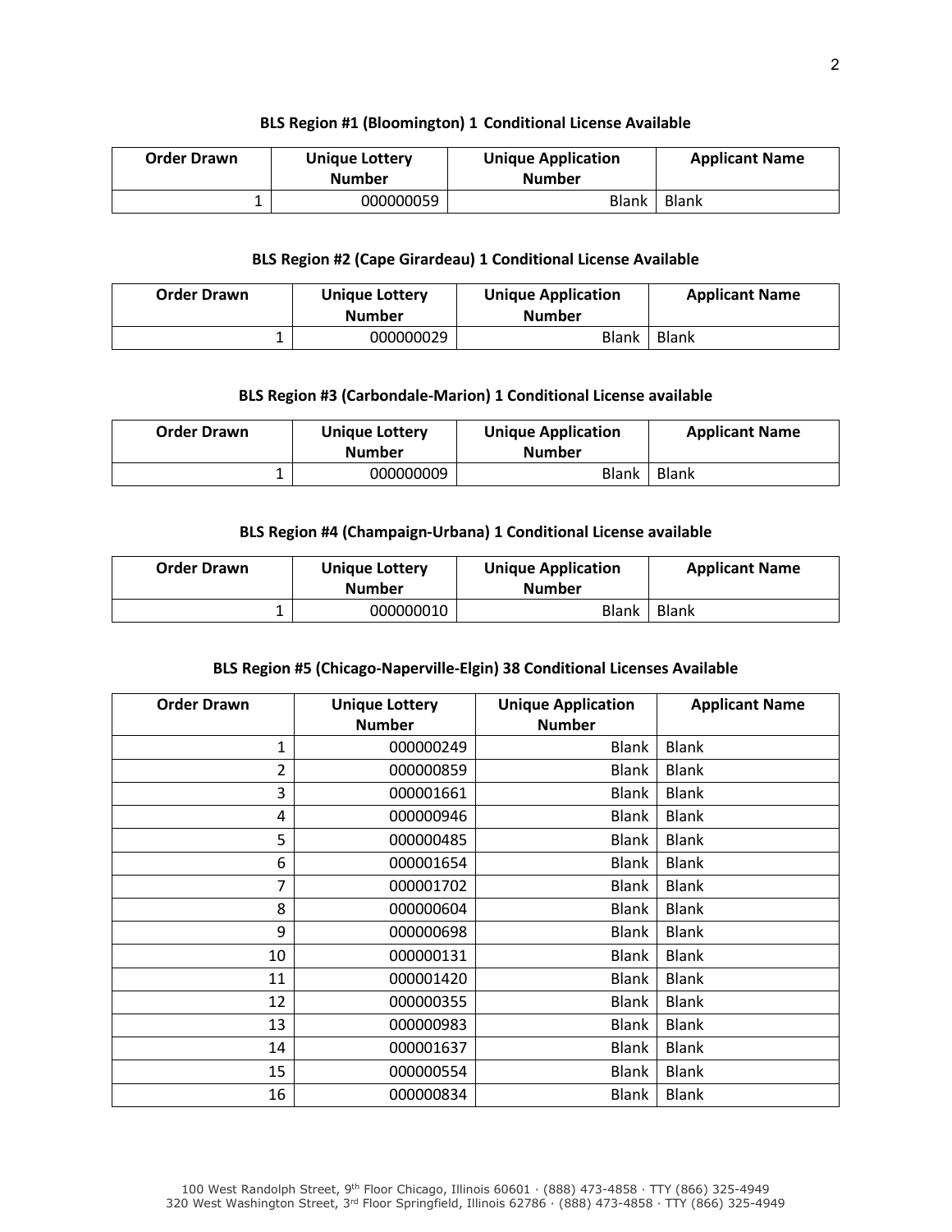**BLS Region #1 (Bloomington) 1 Conditional License Available**

| Order Drawn | Unique Lottery Number | Unique Application Number | Applicant Name |
|---|---|---|---|
| 1 | 000000059 | Blank | Blank |

**BLS Region #2 (Cape Girardeau) 1 Conditional License Available**

| Order Drawn | Unique Lottery Number | Unique Application Number | Applicant Name |
|---|---|---|---|
| 1 | 000000029 | Blank | Blank |

**BLS Region #3 (Carbondale-Marion) 1 Conditional License available**

| Order Drawn | Unique Lottery Number | Unique Application Number | Applicant Name |
|---|---|---|---|
| 1 | 000000009 | Blank | Blank |

**BLS Region #4 (Champaign-Urbana) 1 Conditional License available**

| Order Drawn | Unique Lottery Number | Unique Application Number | Applicant Name |
|---|---|---|---|
| 1 | 000000010 | Blank | Blank |

**BLS Region #5 (Chicago-Naperville-Elgin) 38 Conditional Licenses Available**

| Order Drawn | Unique Lottery Number | Unique Application Number | Applicant Name |
|---|---|---|---|
| 1 | 000000249 | Blank | Blank |
| 2 | 000000859 | Blank | Blank |
| 3 | 000001661 | Blank | Blank |
| 4 | 000000946 | Blank | Blank |
| 5 | 000000485 | Blank | Blank |
| 6 | 000001654 | Blank | Blank |
| 7 | 000001702 | Blank | Blank |
| 8 | 000000604 | Blank | Blank |
| 9 | 000000698 | Blank | Blank |
| 10 | 000000131 | Blank | Blank |
| 11 | 000001420 | Blank | Blank |
| 12 | 000000355 | Blank | Blank |
| 13 | 000000983 | Blank | Blank |
| 14 | 000001637 | Blank | Blank |
| 15 | 000000554 | Blank | Blank |
| 16 | 000000834 | Blank | Blank |

100 West Randolph Street, 9th Floor Chicago, Illinois 60601 · (888) 473-4858 · TTY (866) 325-4949
320 West Washington Street, 3rd Floor Springfield, Illinois 62786 · (888) 473-4858 · TTY (866) 325-4949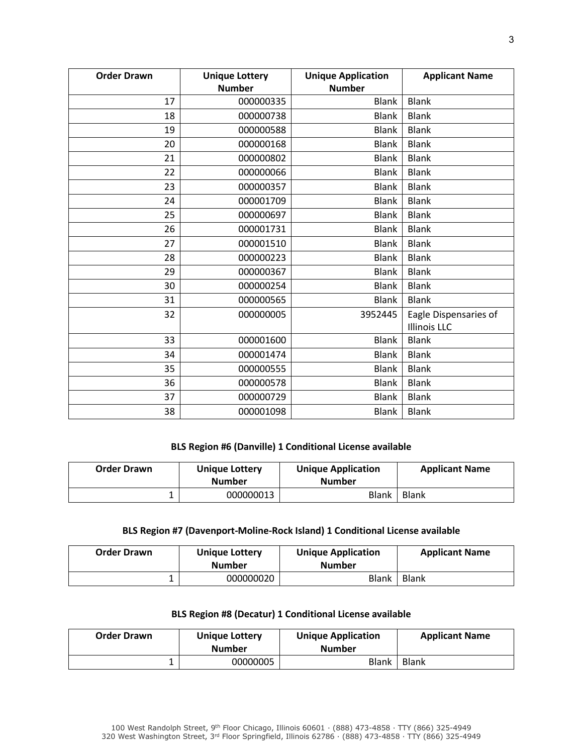| Order Drawn | Unique Lottery Number | Unique Application Number | Applicant Name |
|---|---|---|---|
| 17 | 000000335 | Blank | Blank |
| 18 | 000000738 | Blank | Blank |
| 19 | 000000588 | Blank | Blank |
| 20 | 000000168 | Blank | Blank |
| 21 | 000000802 | Blank | Blank |
| 22 | 000000066 | Blank | Blank |
| 23 | 000000357 | Blank | Blank |
| 24 | 000001709 | Blank | Blank |
| 25 | 000000697 | Blank | Blank |
| 26 | 000001731 | Blank | Blank |
| 27 | 000001510 | Blank | Blank |
| 28 | 000000223 | Blank | Blank |
| 29 | 000000367 | Blank | Blank |
| 30 | 000000254 | Blank | Blank |
| 31 | 000000565 | Blank | Blank |
| 32 | 000000005 | 3952445 | Eagle Dispensaries of Illinois LLC |
| 33 | 000001600 | Blank | Blank |
| 34 | 000001474 | Blank | Blank |
| 35 | 000000555 | Blank | Blank |
| 36 | 000000578 | Blank | Blank |
| 37 | 000000729 | Blank | Blank |
| 38 | 000001098 | Blank | Blank |

**BLS Region #6 (Danville) 1 Conditional License available**

| Order Drawn | Unique Lottery Number | Unique Application Number | Applicant Name |
|---|---|---|---|
| 1 | 000000013 | Blank | Blank |

**BLS Region #7 (Davenport-Moline-Rock Island) 1 Conditional License available**

| Order Drawn | Unique Lottery Number | Unique Application Number | Applicant Name |
|---|---|---|---|
| 1 | 000000020 | Blank | Blank |

**BLS Region #8 (Decatur) 1 Conditional License available**

| Order Drawn | Unique Lottery Number | Unique Application Number | Applicant Name |
|---|---|---|---|
| 1 | 00000005 | Blank | Blank |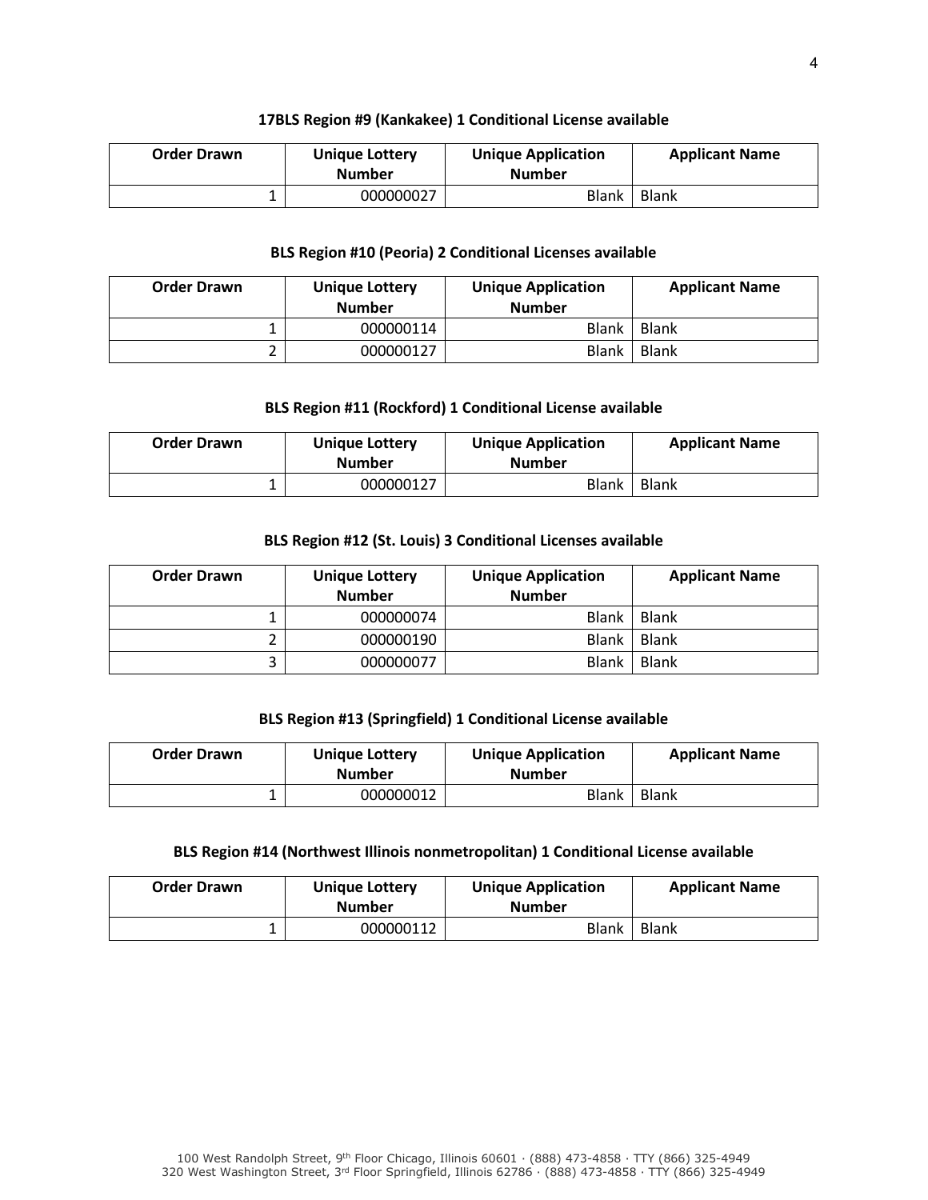**17BLS Region #9 (Kankakee) 1 Conditional License available**

| Order Drawn | Unique Lottery Number | Unique Application Number | Applicant Name |
|---|---|---|---|
| 1 | 000000027 | Blank | Blank |

**BLS Region #10 (Peoria) 2 Conditional Licenses available**

| Order Drawn | Unique Lottery Number | Unique Application Number | Applicant Name |
|---|---|---|---|
| 1 | 000000114 | Blank | Blank |
| 2 | 000000127 | Blank | Blank |

**BLS Region #11 (Rockford) 1 Conditional License available**

| Order Drawn | Unique Lottery Number | Unique Application Number | Applicant Name |
|---|---|---|---|
| 1 | 000000127 | Blank | Blank |

**BLS Region #12 (St. Louis) 3 Conditional Licenses available**

| Order Drawn | Unique Lottery Number | Unique Application Number | Applicant Name |
|---|---|---|---|
| 1 | 000000074 | Blank | Blank |
| 2 | 000000190 | Blank | Blank |
| 3 | 000000077 | Blank | Blank |

**BLS Region #13 (Springfield) 1 Conditional License available**

| Order Drawn | Unique Lottery Number | Unique Application Number | Applicant Name |
|---|---|---|---|
| 1 | 000000012 | Blank | Blank |

**BLS Region #14 (Northwest Illinois nonmetropolitan) 1 Conditional License available**

| Order Drawn | Unique Lottery Number | Unique Application Number | Applicant Name |
|---|---|---|---|
| 1 | 000000112 | Blank | Blank |

100 West Randolph Street, 9th Floor Chicago, Illinois 60601 · (888) 473-4858 · TTY (866) 325-4949
320 West Washington Street, 3rd Floor Springfield, Illinois 62786 · (888) 473-4858 · TTY (866) 325-4949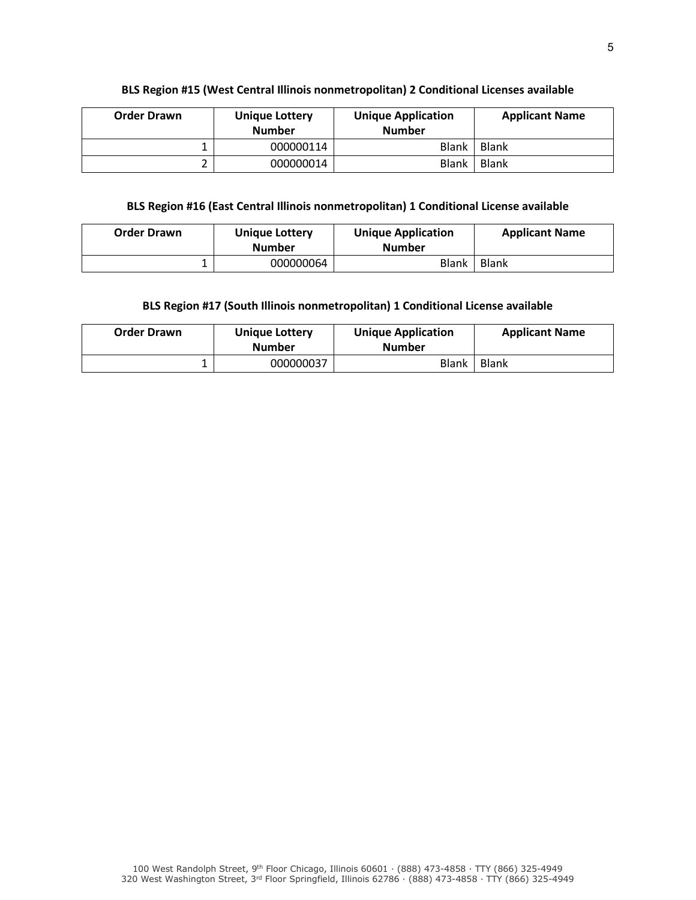**BLS Region #15 (West Central Illinois nonmetropolitan) 2 Conditional Licenses available**

| Order Drawn | Unique Lottery Number | Unique Application Number | Applicant Name |
|---|---|---|---|
| 1 | 000000114 | Blank | Blank |
| 2 | 000000014 | Blank | Blank |

**BLS Region #16 (East Central Illinois nonmetropolitan) 1 Conditional License available**

| Order Drawn | Unique Lottery Number | Unique Application Number | Applicant Name |
|---|---|---|---|
| 1 | 000000064 | Blank | Blank |

**BLS Region #17 (South Illinois nonmetropolitan) 1 Conditional License available**

| Order Drawn | Unique Lottery Number | Unique Application Number | Applicant Name |
|---|---|---|---|
| 1 | 000000037 | Blank | Blank |

100 West Randolph Street, 9th Floor Chicago, Illinois 60601 · (888) 473-4858 · TTY (866) 325-4949
320 West Washington Street, 3rd Floor Springfield, Illinois 62786 · (888) 473-4858 · TTY (866) 325-4949